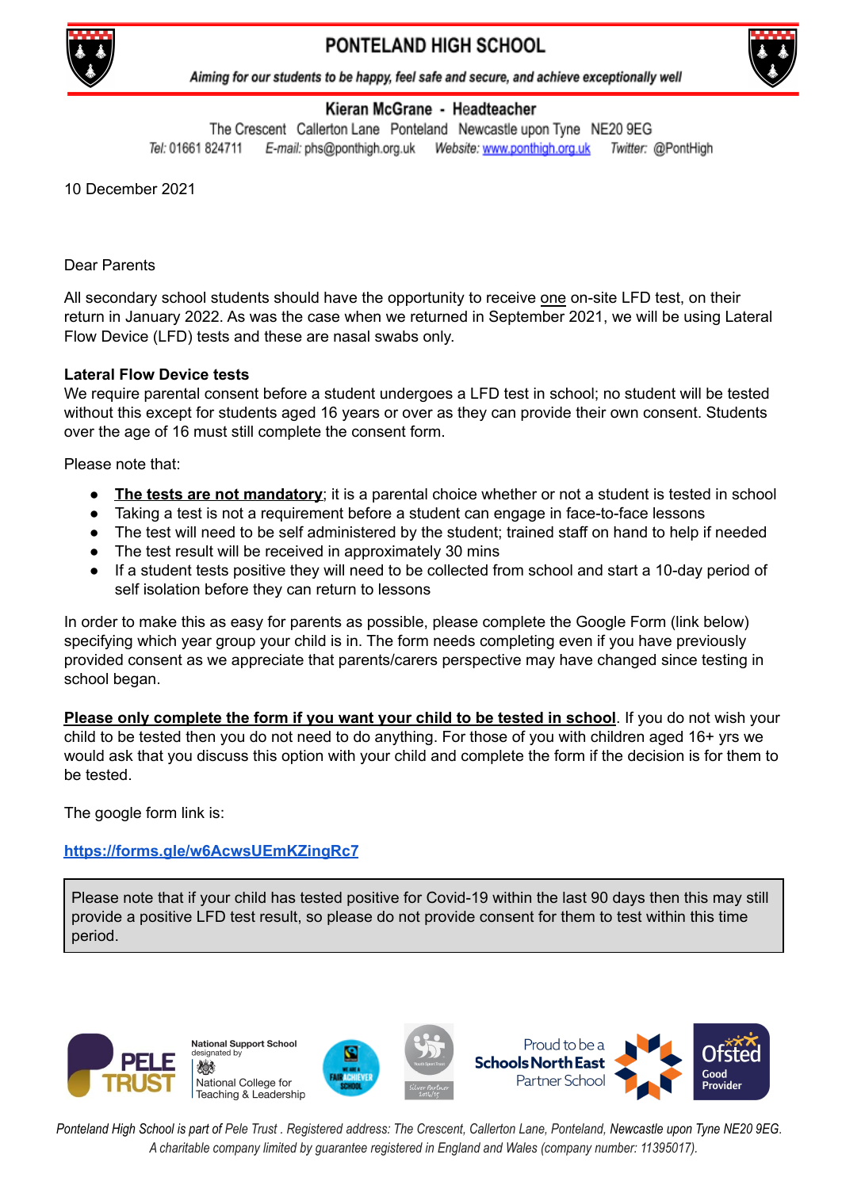# PONTELAND HIGH SCHOOL

*Aiming for our students to be happy, feel safe and secure, and achieve exceptionally well*

**Kieran McGrane - Headteacher**

The Crescent Callerton Lane Ponteland Newcastle upon Tyne NE20 9EG

*Tel:* 01661 824711 *E-mail:* phs@ponthigh.org.uk *Website:* www.ponthigh.org.uk *Twitter:* @PontHigh

10 December 2021

Dear Parents

All secondary school students should have the opportunity to receive one on-site LFD test, on their return in January 2022. As was the case when we returned in September 2021, we will be using Lateral Flow Device (LFD) tests and these are nasal swabs only.

**Lateral Flow Device tests**

We require parental consent before a student undergoes a LFD test in school; no student will be tested without this except for students aged 16 years or over as they can provide their own consent. Students over the age of 16 must still complete the consent form.

Please note that:

- **The tests are not mandatory**; it is a parental choice whether or not a student is tested in school
- Taking a test is not a requirement before a student can engage in face-to-face lessons
- The test will need to be self administered by the student; trained staff on hand to help if needed
- The test result will be received in approximately 30 mins
- If a student tests positive they will need to be collected from school and start a 10-day period of self isolation before they can return to lessons

In order to make this as easy for parents as possible, please complete the Google Form (link below) specifying which year group your child is in. The form needs completing even if you have previously provided consent as we appreciate that parents/carers perspective may have changed since testing in school began.

**Please only complete the form if you want your child to be tested in school**. If you do not wish your child to be tested then you do not need to do anything. For those of you with children aged 16+ yrs we would ask that you discuss this option with your child and complete the form if the decision is for them to be tested.

The google form link is:

**https://forms.gle/w6AcwsUEmKZingRc7**

> Please note that if your child has tested positive for Covid-19 within the last 90 days then this may still provide a positive LFD test result, so please do not provide consent for them to test within this time period.

PELE TRUST | National Support School designated by National College for Teaching & Leadership | We are a Fair Achiever School | Youth Sport Trust Silver Partner 2014/15 | Proud to be a Schools North East Partner School | Ofsted Good Provider

*Ponteland High School is part of Pele Trust . Registered address: The Crescent, Callerton Lane, Ponteland, Newcastle upon Tyne NE20 9EG. A charitable company limited by guarantee registered in England and Wales (company number: 11395017).*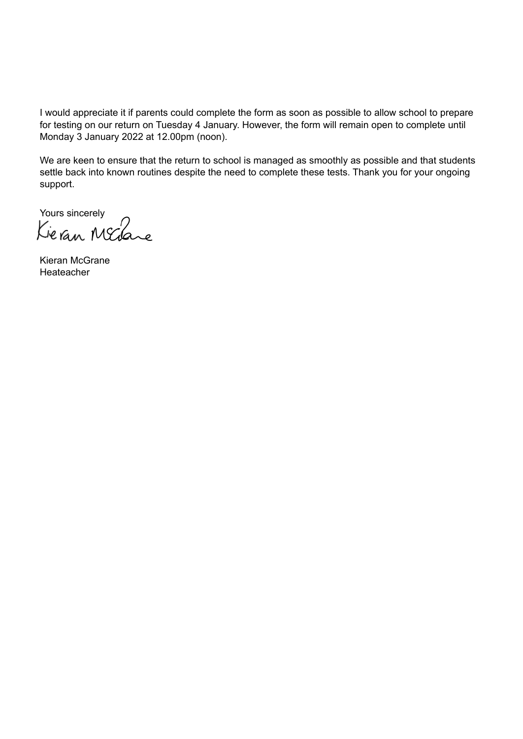I would appreciate it if parents could complete the form as soon as possible to allow school to prepare for testing on our return on Tuesday 4 January. However, the form will remain open to complete until Monday 3 January 2022 at 12.00pm (noon).

We are keen to ensure that the return to school is managed as smoothly as possible and that students settle back into known routines despite the need to complete these tests. Thank you for your ongoing support.

Yours sincerely

Kieran McGrane

Kieran McGrane
Heateacher